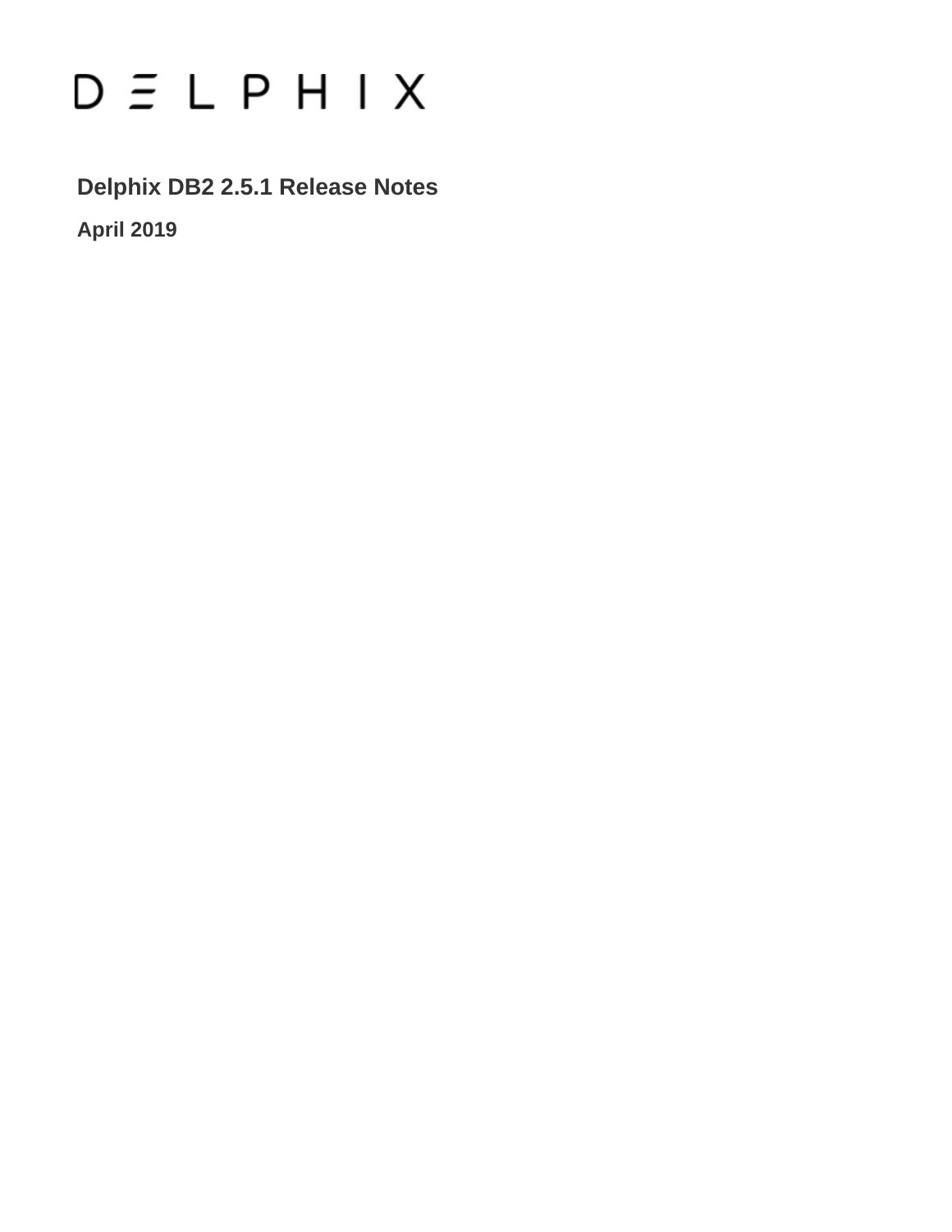DELPHIX

# Delphix DB2 2.5.1 Release Notes

**April 2019**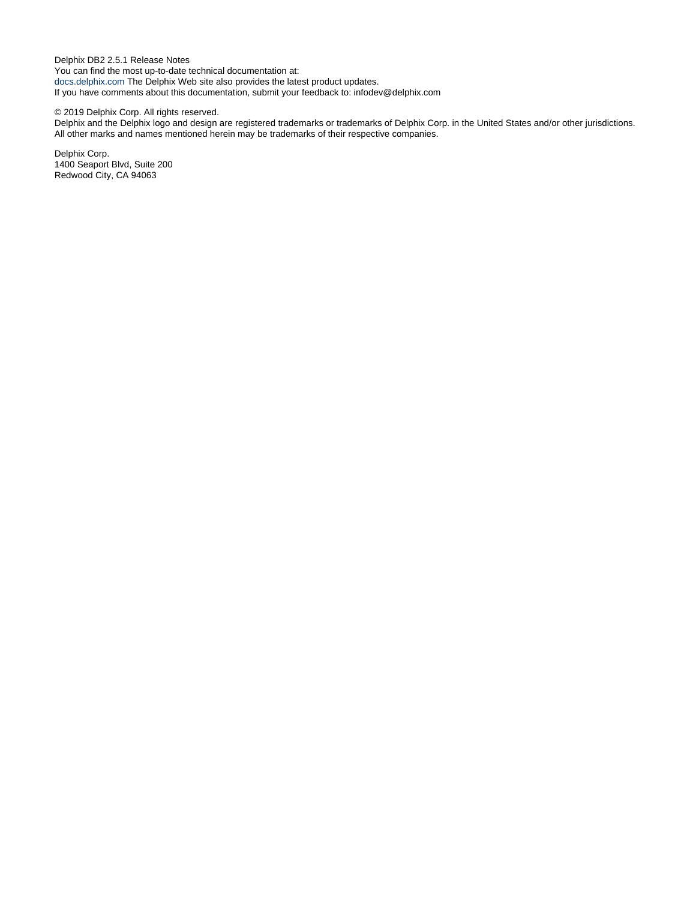Delphix DB2 2.5.1 Release Notes
You can find the most up-to-date technical documentation at:
docs.delphix.com The Delphix Web site also provides the latest product updates.
If you have comments about this documentation, submit your feedback to: infodev@delphix.com

© 2019 Delphix Corp. All rights reserved.
Delphix and the Delphix logo and design are registered trademarks or trademarks of Delphix Corp. in the United States and/or other jurisdictions.
All other marks and names mentioned herein may be trademarks of their respective companies.

Delphix Corp.
1400 Seaport Blvd, Suite 200
Redwood City, CA 94063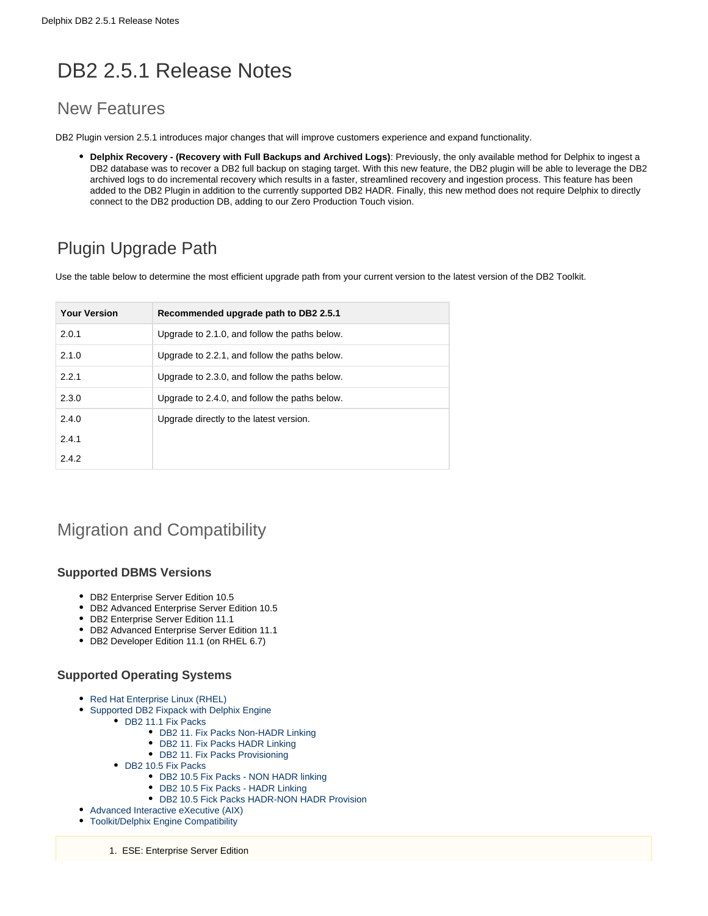# DB2 2.5.1 Release Notes

## New Features

DB2 Plugin version 2.5.1 introduces major changes that will improve customers experience and expand functionality.

- **Delphix Recovery - (Recovery with Full Backups and Archived Logs)**: Previously, the only available method for Delphix to ingest a DB2 database was to recover a DB2 full backup on staging target. With this new feature, the DB2 plugin will be able to leverage the DB2 archived logs to do incremental recovery which results in a faster, streamlined recovery and ingestion process. This feature has been added to the DB2 Plugin in addition to the currently supported DB2 HADR. Finally, this new method does not require Delphix to directly connect to the DB2 production DB, adding to our Zero Production Touch vision.

## Plugin Upgrade Path

Use the table below to determine the most efficient upgrade path from your current version to the latest version of the DB2 Toolkit.

| Your Version | Recommended upgrade path to DB2 2.5.1 |
| --- | --- |
| 2.0.1 | Upgrade to 2.1.0, and follow the paths below. |
| 2.1.0 | Upgrade to 2.2.1, and follow the paths below. |
| 2.2.1 | Upgrade to 2.3.0, and follow the paths below. |
| 2.3.0 | Upgrade to 2.4.0, and follow the paths below. |
| 2.4.0<br>2.4.1<br>2.4.2 | Upgrade directly to the latest version. |

## Migration and Compatibility

### Supported DBMS Versions

- DB2 Enterprise Server Edition 10.5
- DB2 Advanced Enterprise Server Edition 10.5
- DB2 Enterprise Server Edition 11.1
- DB2 Advanced Enterprise Server Edition 11.1
- DB2 Developer Edition 11.1 (on RHEL 6.7)

### Supported Operating Systems

- Red Hat Enterprise Linux (RHEL)
- Supported DB2 Fixpack with Delphix Engine
  - DB2 11.1 Fix Packs
    - DB2 11. Fix Packs Non-HADR Linking
    - DB2 11. Fix Packs HADR Linking
    - DB2 11. Fix Packs Provisioning
  - DB2 10.5 Fix Packs
    - DB2 10.5 Fix Packs - NON HADR linking
    - DB2 10.5 Fix Packs - HADR Linking
    - DB2 10.5 Fick Packs HADR-NON HADR Provision
- Advanced Interactive eXecutive (AIX)
- Toolkit/Delphix Engine Compatibility

1. ESE: Enterprise Server Edition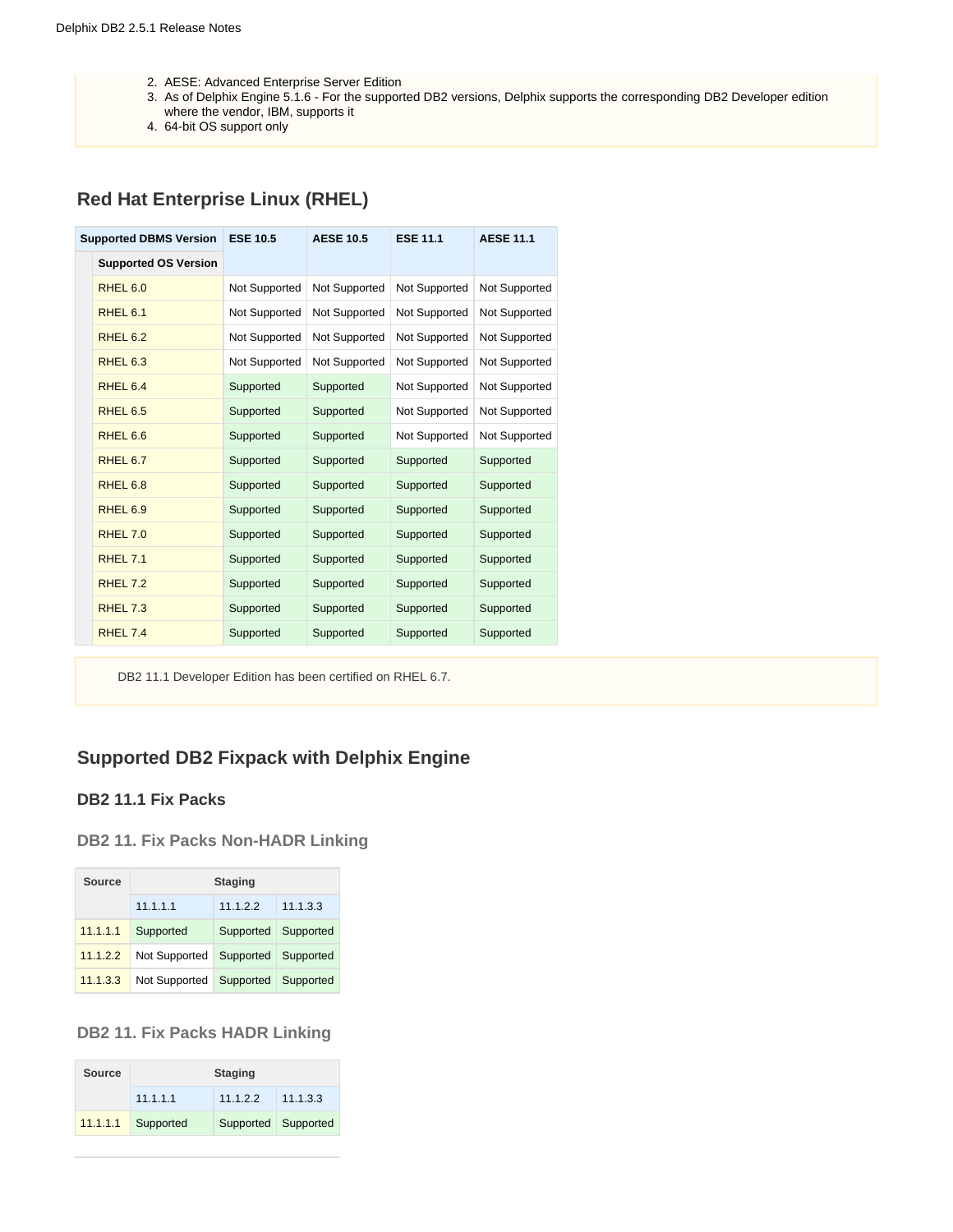2. AESE: Advanced Enterprise Server Edition
3. As of Delphix Engine 5.1.6 - For the supported DB2 versions, Delphix supports the corresponding DB2 Developer edition where the vendor, IBM, supports it
4. 64-bit OS support only

## Red Hat Enterprise Linux (RHEL)

| Supported DBMS Version / Supported OS Version | ESE 10.5 | AESE 10.5 | ESE 11.1 | AESE 11.1 |
|---|---|---|---|---|
| RHEL 6.0 | Not Supported | Not Supported | Not Supported | Not Supported |
| RHEL 6.1 | Not Supported | Not Supported | Not Supported | Not Supported |
| RHEL 6.2 | Not Supported | Not Supported | Not Supported | Not Supported |
| RHEL 6.3 | Not Supported | Not Supported | Not Supported | Not Supported |
| RHEL 6.4 | Supported | Supported | Not Supported | Not Supported |
| RHEL 6.5 | Supported | Supported | Not Supported | Not Supported |
| RHEL 6.6 | Supported | Supported | Not Supported | Not Supported |
| RHEL 6.7 | Supported | Supported | Supported | Supported |
| RHEL 6.8 | Supported | Supported | Supported | Supported |
| RHEL 6.9 | Supported | Supported | Supported | Supported |
| RHEL 7.0 | Supported | Supported | Supported | Supported |
| RHEL 7.1 | Supported | Supported | Supported | Supported |
| RHEL 7.2 | Supported | Supported | Supported | Supported |
| RHEL 7.3 | Supported | Supported | Supported | Supported |
| RHEL 7.4 | Supported | Supported | Supported | Supported |

DB2 11.1 Developer Edition has been certified on RHEL 6.7.

## Supported DB2 Fixpack with Delphix Engine

### DB2 11.1 Fix Packs

#### DB2 11. Fix Packs Non-HADR Linking

| Source | Staging | | |
|---|---|---|---|
| | 11.1.1.1 | 11.1.2.2 | 11.1.3.3 |
| 11.1.1.1 | Supported | Supported | Supported |
| 11.1.2.2 | Not Supported | Supported | Supported |
| 11.1.3.3 | Not Supported | Supported | Supported |

#### DB2 11. Fix Packs HADR Linking

| Source | Staging | | |
|---|---|---|---|
| | 11.1.1.1 | 11.1.2.2 | 11.1.3.3 |
| 11.1.1.1 | Supported | Supported | Supported |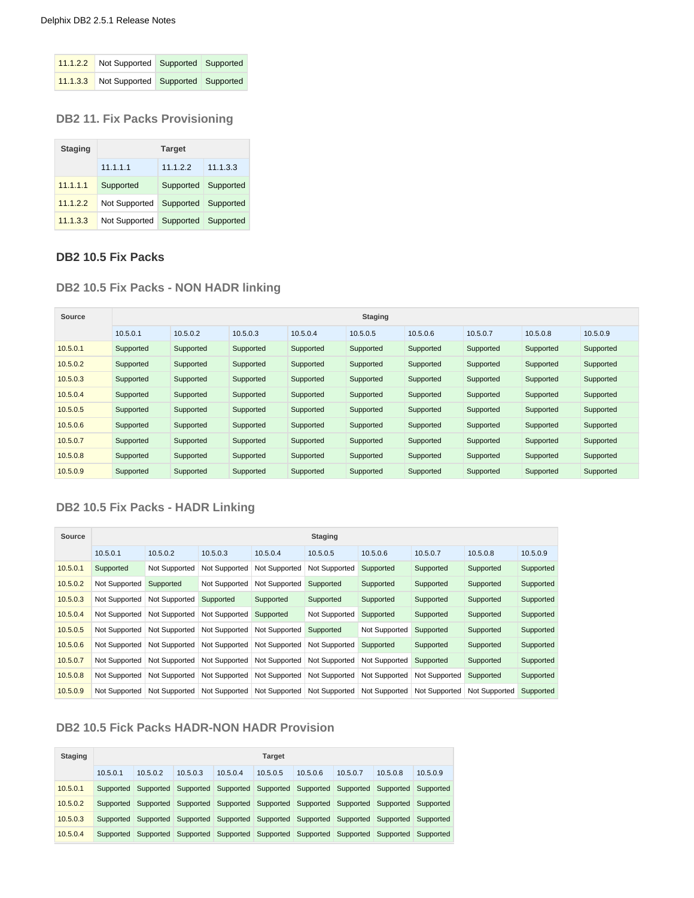| 11.1.2.2 | Not Supported | Supported | Supported |
|---|---|---|---|
| 11.1.3.3 | Not Supported | Supported | Supported |

### DB2 11. Fix Packs Provisioning

| Staging | Target | | |
|---|---|---|---|
| | 11.1.1.1 | 11.1.2.2 | 11.1.3.3 |
| 11.1.1.1 | Supported | Supported | Supported |
| 11.1.2.2 | Not Supported | Supported | Supported |
| 11.1.3.3 | Not Supported | Supported | Supported |

## DB2 10.5 Fix Packs

### DB2 10.5 Fix Packs - NON HADR linking

| Source | Staging | | | | | | | | |
|---|---|---|---|---|---|---|---|---|---|
| | 10.5.0.1 | 10.5.0.2 | 10.5.0.3 | 10.5.0.4 | 10.5.0.5 | 10.5.0.6 | 10.5.0.7 | 10.5.0.8 | 10.5.0.9 |
| 10.5.0.1 | Supported | Supported | Supported | Supported | Supported | Supported | Supported | Supported | Supported |
| 10.5.0.2 | Supported | Supported | Supported | Supported | Supported | Supported | Supported | Supported | Supported |
| 10.5.0.3 | Supported | Supported | Supported | Supported | Supported | Supported | Supported | Supported | Supported |
| 10.5.0.4 | Supported | Supported | Supported | Supported | Supported | Supported | Supported | Supported | Supported |
| 10.5.0.5 | Supported | Supported | Supported | Supported | Supported | Supported | Supported | Supported | Supported |
| 10.5.0.6 | Supported | Supported | Supported | Supported | Supported | Supported | Supported | Supported | Supported |
| 10.5.0.7 | Supported | Supported | Supported | Supported | Supported | Supported | Supported | Supported | Supported |
| 10.5.0.8 | Supported | Supported | Supported | Supported | Supported | Supported | Supported | Supported | Supported |
| 10.5.0.9 | Supported | Supported | Supported | Supported | Supported | Supported | Supported | Supported | Supported |

### DB2 10.5 Fix Packs - HADR Linking

| Source | Staging | | | | | | | | |
|---|---|---|---|---|---|---|---|---|---|
| | 10.5.0.1 | 10.5.0.2 | 10.5.0.3 | 10.5.0.4 | 10.5.0.5 | 10.5.0.6 | 10.5.0.7 | 10.5.0.8 | 10.5.0.9 |
| 10.5.0.1 | Supported | Not Supported | Not Supported | Not Supported | Not Supported | Supported | Supported | Supported | Supported |
| 10.5.0.2 | Not Supported | Supported | Not Supported | Not Supported | Supported | Supported | Supported | Supported | Supported |
| 10.5.0.3 | Not Supported | Not Supported | Supported | Supported | Supported | Supported | Supported | Supported | Supported |
| 10.5.0.4 | Not Supported | Not Supported | Not Supported | Supported | Not Supported | Supported | Supported | Supported | Supported |
| 10.5.0.5 | Not Supported | Not Supported | Not Supported | Not Supported | Supported | Not Supported | Supported | Supported | Supported |
| 10.5.0.6 | Not Supported | Not Supported | Not Supported | Not Supported | Not Supported | Supported | Supported | Supported | Supported |
| 10.5.0.7 | Not Supported | Not Supported | Not Supported | Not Supported | Not Supported | Not Supported | Supported | Supported | Supported |
| 10.5.0.8 | Not Supported | Not Supported | Not Supported | Not Supported | Not Supported | Not Supported | Not Supported | Supported | Supported |
| 10.5.0.9 | Not Supported | Not Supported | Not Supported | Not Supported | Not Supported | Not Supported | Not Supported | Not Supported | Supported |

### DB2 10.5 Fick Packs HADR-NON HADR Provision

| Staging | Target | | | | | | | | |
|---|---|---|---|---|---|---|---|---|---|
| | 10.5.0.1 | 10.5.0.2 | 10.5.0.3 | 10.5.0.4 | 10.5.0.5 | 10.5.0.6 | 10.5.0.7 | 10.5.0.8 | 10.5.0.9 |
| 10.5.0.1 | Supported | Supported | Supported | Supported | Supported | Supported | Supported | Supported | Supported |
| 10.5.0.2 | Supported | Supported | Supported | Supported | Supported | Supported | Supported | Supported | Supported |
| 10.5.0.3 | Supported | Supported | Supported | Supported | Supported | Supported | Supported | Supported | Supported |
| 10.5.0.4 | Supported | Supported | Supported | Supported | Supported | Supported | Supported | Supported | Supported |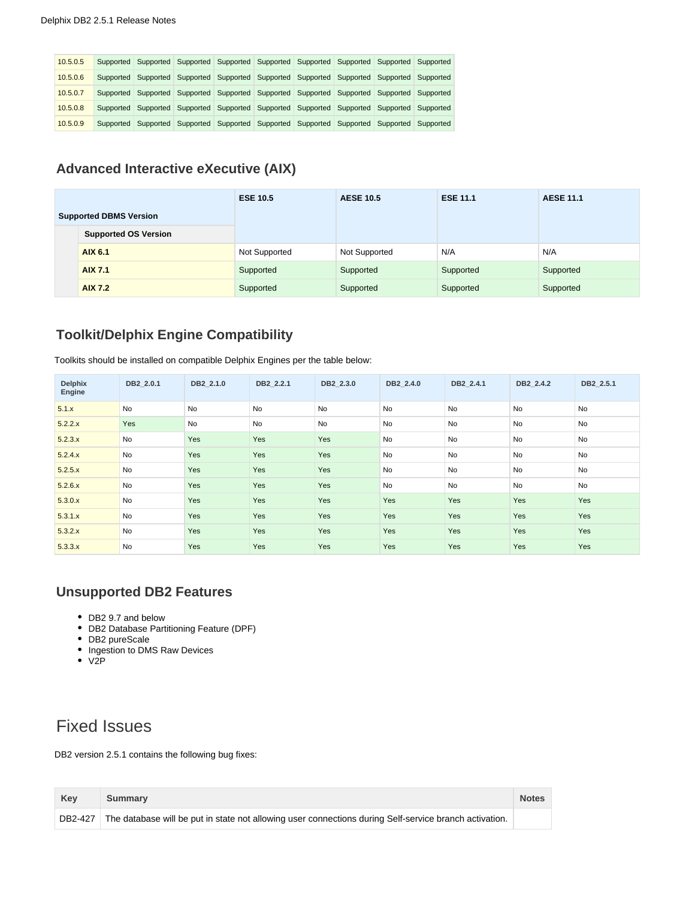| 10.5.0.5 | Supported | Supported | Supported | Supported | Supported | Supported | Supported | Supported | Supported |
|---|---|---|---|---|---|---|---|---|---|
| 10.5.0.6 | Supported | Supported | Supported | Supported | Supported | Supported | Supported | Supported | Supported |
| 10.5.0.7 | Supported | Supported | Supported | Supported | Supported | Supported | Supported | Supported | Supported |
| 10.5.0.8 | Supported | Supported | Supported | Supported | Supported | Supported | Supported | Supported | Supported |
| 10.5.0.9 | Supported | Supported | Supported | Supported | Supported | Supported | Supported | Supported | Supported |

### Advanced Interactive eXecutive (AIX)

| Supported DBMS Version | ESE 10.5 | AESE 10.5 | ESE 11.1 | AESE 11.1 |
|---|---|---|---|---|
| Supported OS Version | | | | |
| AIX 6.1 | Not Supported | Not Supported | N/A | N/A |
| AIX 7.1 | Supported | Supported | Supported | Supported |
| AIX 7.2 | Supported | Supported | Supported | Supported |

### Toolkit/Delphix Engine Compatibility

Toolkits should be installed on compatible Delphix Engines per the table below:

| Delphix Engine | DB2_2.0.1 | DB2_2.1.0 | DB2_2.2.1 | DB2_2.3.0 | DB2_2.4.0 | DB2_2.4.1 | DB2_2.4.2 | DB2_2.5.1 |
|---|---|---|---|---|---|---|---|---|
| 5.1.x | No | No | No | No | No | No | No | No |
| 5.2.2.x | Yes | No | No | No | No | No | No | No |
| 5.2.3.x | No | Yes | Yes | Yes | No | No | No | No |
| 5.2.4.x | No | Yes | Yes | Yes | No | No | No | No |
| 5.2.5.x | No | Yes | Yes | Yes | No | No | No | No |
| 5.2.6.x | No | Yes | Yes | Yes | No | No | No | No |
| 5.3.0.x | No | Yes | Yes | Yes | Yes | Yes | Yes | Yes |
| 5.3.1.x | No | Yes | Yes | Yes | Yes | Yes | Yes | Yes |
| 5.3.2.x | No | Yes | Yes | Yes | Yes | Yes | Yes | Yes |
| 5.3.3.x | No | Yes | Yes | Yes | Yes | Yes | Yes | Yes |

### Unsupported DB2 Features

- DB2 9.7 and below
- DB2 Database Partitioning Feature (DPF)
- DB2 pureScale
- Ingestion to DMS Raw Devices
- V2P

# Fixed Issues

DB2 version 2.5.1 contains the following bug fixes:

| Key | Summary | Notes |
|---|---|---|
| DB2-427 | The database will be put in state not allowing user connections during Self-service branch activation. | |